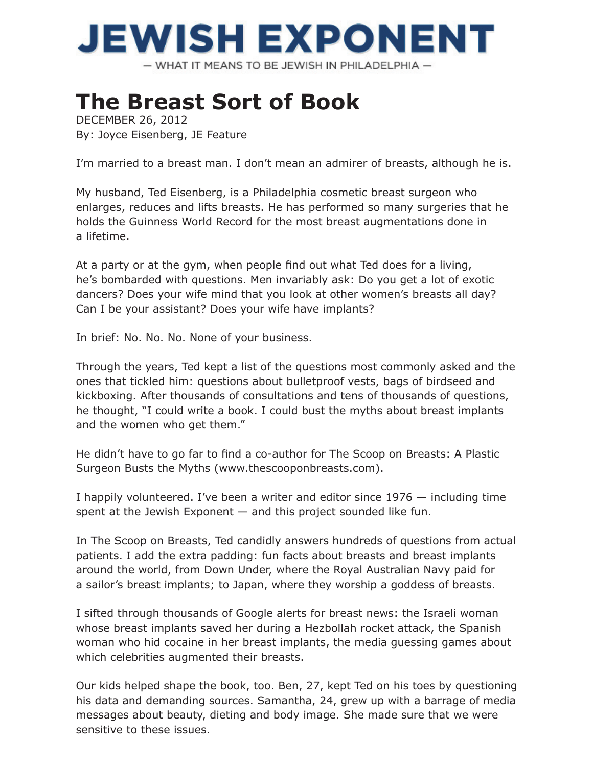JEWISH EXPONENT

— WHAT IT MEANS TO BE JEWISH IN PHILADELPHIA —

# The Breast Sort of Book

DECEMBER 26, 2012
By: Joyce Eisenberg, JE Feature

I'm married to a breast man. I don't mean an admirer of breasts, although he is.

My husband, Ted Eisenberg, is a Philadelphia cosmetic breast surgeon who enlarges, reduces and lifts breasts. He has performed so many surgeries that he holds the Guinness World Record for the most breast augmentations done in a lifetime.

At a party or at the gym, when people find out what Ted does for a living, he's bombarded with questions. Men invariably ask: Do you get a lot of exotic dancers? Does your wife mind that you look at other women's breasts all day? Can I be your assistant? Does your wife have implants?

In brief: No. No. No. None of your business.

Through the years, Ted kept a list of the questions most commonly asked and the ones that tickled him: questions about bulletproof vests, bags of birdseed and kickboxing. After thousands of consultations and tens of thousands of questions, he thought, "I could write a book. I could bust the myths about breast implants and the women who get them."

He didn't have to go far to find a co-author for The Scoop on Breasts: A Plastic Surgeon Busts the Myths (www.thescooponbreasts.com).

I happily volunteered. I've been a writer and editor since 1976 — including time spent at the Jewish Exponent — and this project sounded like fun.

In The Scoop on Breasts, Ted candidly answers hundreds of questions from actual patients. I add the extra padding: fun facts about breasts and breast implants around the world, from Down Under, where the Royal Australian Navy paid for a sailor's breast implants; to Japan, where they worship a goddess of breasts.

I sifted through thousands of Google alerts for breast news: the Israeli woman whose breast implants saved her during a Hezbollah rocket attack, the Spanish woman who hid cocaine in her breast implants, the media guessing games about which celebrities augmented their breasts.

Our kids helped shape the book, too. Ben, 27, kept Ted on his toes by questioning his data and demanding sources. Samantha, 24, grew up with a barrage of media messages about beauty, dieting and body image. She made sure that we were sensitive to these issues.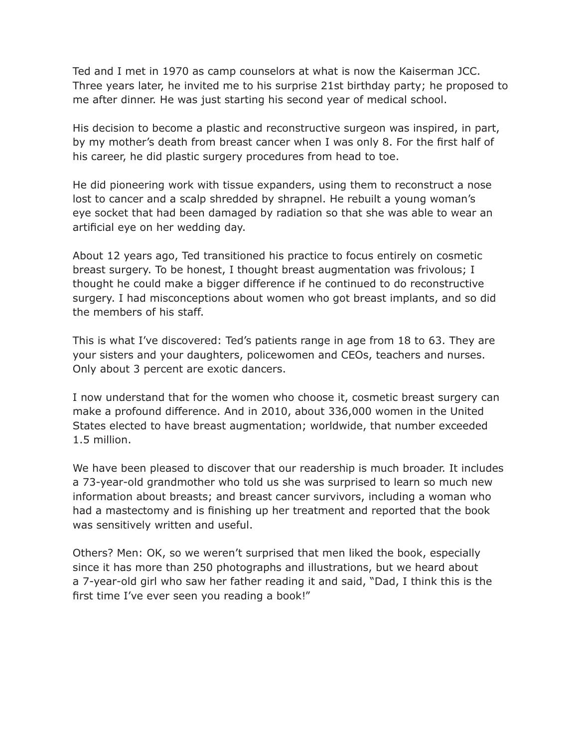Ted and I met in 1970 as camp counselors at what is now the Kaiserman JCC. Three years later, he invited me to his surprise 21st birthday party; he proposed to me after dinner. He was just starting his second year of medical school.

His decision to become a plastic and reconstructive surgeon was inspired, in part, by my mother's death from breast cancer when I was only 8. For the first half of his career, he did plastic surgery procedures from head to toe.

He did pioneering work with tissue expanders, using them to reconstruct a nose lost to cancer and a scalp shredded by shrapnel. He rebuilt a young woman's eye socket that had been damaged by radiation so that she was able to wear an artificial eye on her wedding day.

About 12 years ago, Ted transitioned his practice to focus entirely on cosmetic breast surgery. To be honest, I thought breast augmentation was frivolous; I thought he could make a bigger difference if he continued to do reconstructive surgery. I had misconceptions about women who got breast implants, and so did the members of his staff.

This is what I've discovered: Ted's patients range in age from 18 to 63. They are your sisters and your daughters, policewomen and CEOs, teachers and nurses. Only about 3 percent are exotic dancers.

I now understand that for the women who choose it, cosmetic breast surgery can make a profound difference. And in 2010, about 336,000 women in the United States elected to have breast augmentation; worldwide, that number exceeded 1.5 million.

We have been pleased to discover that our readership is much broader. It includes a 73-year-old grandmother who told us she was surprised to learn so much new information about breasts; and breast cancer survivors, including a woman who had a mastectomy and is finishing up her treatment and reported that the book was sensitively written and useful.

Others? Men: OK, so we weren't surprised that men liked the book, especially since it has more than 250 photographs and illustrations, but we heard about a 7-year-old girl who saw her father reading it and said, "Dad, I think this is the first time I've ever seen you reading a book!"